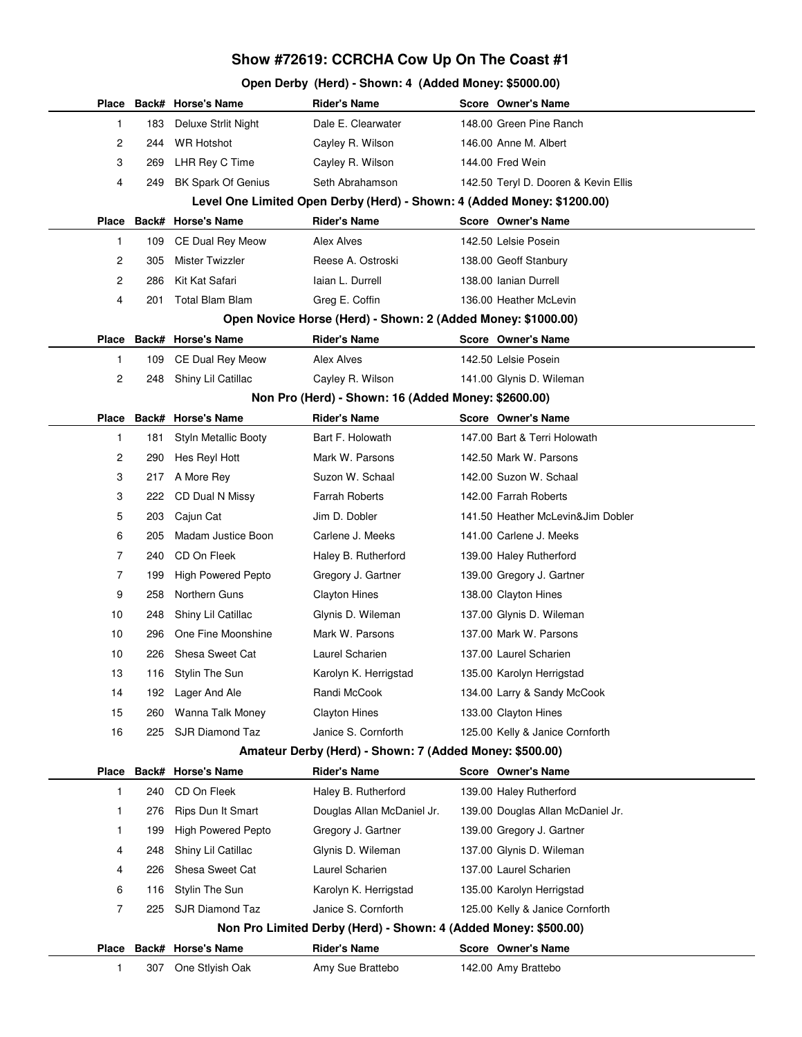# Show #72619: CCRCHA Cow Up On The Coast #1

### Open Derby (Herd) - Shown: 4 (Added Money: $5000.00)

| Place | Back# | Horse's Name | Rider's Name | Score | Owner's Name |
|---|---|---|---|---|---|
| 1 | 183 | Deluxe Strlit Night | Dale E. Clearwater | 148.00 | Green Pine Ranch |
| 2 | 244 | WR Hotshot | Cayley R. Wilson | 146.00 | Anne M. Albert |
| 3 | 269 | LHR Rey C Time | Cayley R. Wilson | 144.00 | Fred Wein |
| 4 | 249 | BK Spark Of Genius | Seth Abrahamson | 142.50 | Teryl D. Dooren & Kevin Ellis |

### Level One Limited Open Derby (Herd) - Shown: 4 (Added Money: $1200.00)

| Place | Back# | Horse's Name | Rider's Name | Score | Owner's Name |
|---|---|---|---|---|---|
| 1 | 109 | CE Dual Rey Meow | Alex Alves | 142.50 | Lelsie Posein |
| 2 | 305 | Mister Twizzler | Reese A. Ostroski | 138.00 | Geoff Stanbury |
| 2 | 286 | Kit Kat Safari | Iaian L. Durrell | 138.00 | Ianian Durrell |
| 4 | 201 | Total Blam Blam | Greg E. Coffin | 136.00 | Heather McLevin |

### Open Novice Horse (Herd) - Shown: 2 (Added Money: $1000.00)

| Place | Back# | Horse's Name | Rider's Name | Score | Owner's Name |
|---|---|---|---|---|---|
| 1 | 109 | CE Dual Rey Meow | Alex Alves | 142.50 | Lelsie Posein |
| 2 | 248 | Shiny Lil Catillac | Cayley R. Wilson | 141.00 | Glynis D. Wileman |

### Non Pro (Herd) - Shown: 16 (Added Money: $2600.00)

| Place | Back# | Horse's Name | Rider's Name | Score | Owner's Name |
|---|---|---|---|---|---|
| 1 | 181 | Styln Metallic Booty | Bart F. Holowath | 147.00 | Bart & Terri Holowath |
| 2 | 290 | Hes Reyl Hott | Mark W. Parsons | 142.50 | Mark W. Parsons |
| 3 | 217 | A More Rey | Suzon W. Schaal | 142.00 | Suzon W. Schaal |
| 3 | 222 | CD Dual N Missy | Farrah Roberts | 142.00 | Farrah Roberts |
| 5 | 203 | Cajun Cat | Jim D. Dobler | 141.50 | Heather McLevin&Jim Dobler |
| 6 | 205 | Madam Justice Boon | Carlene J. Meeks | 141.00 | Carlene J. Meeks |
| 7 | 240 | CD On Fleek | Haley B. Rutherford | 139.00 | Haley Rutherford |
| 7 | 199 | High Powered Pepto | Gregory J. Gartner | 139.00 | Gregory J. Gartner |
| 9 | 258 | Northern Guns | Clayton Hines | 138.00 | Clayton Hines |
| 10 | 248 | Shiny Lil Catillac | Glynis D. Wileman | 137.00 | Glynis D. Wileman |
| 10 | 296 | One Fine Moonshine | Mark W. Parsons | 137.00 | Mark W. Parsons |
| 10 | 226 | Shesa Sweet Cat | Laurel Scharien | 137.00 | Laurel Scharien |
| 13 | 116 | Stylin The Sun | Karolyn K. Herrigstad | 135.00 | Karolyn Herrigstad |
| 14 | 192 | Lager And Ale | Randi McCook | 134.00 | Larry & Sandy McCook |
| 15 | 260 | Wanna Talk Money | Clayton Hines | 133.00 | Clayton Hines |
| 16 | 225 | SJR Diamond Taz | Janice S. Cornforth | 125.00 | Kelly & Janice Cornforth |

### Amateur Derby (Herd) - Shown: 7 (Added Money: $500.00)

| Place | Back# | Horse's Name | Rider's Name | Score | Owner's Name |
|---|---|---|---|---|---|
| 1 | 240 | CD On Fleek | Haley B. Rutherford | 139.00 | Haley Rutherford |
| 1 | 276 | Rips Dun It Smart | Douglas Allan McDaniel Jr. | 139.00 | Douglas Allan McDaniel Jr. |
| 1 | 199 | High Powered Pepto | Gregory J. Gartner | 139.00 | Gregory J. Gartner |
| 4 | 248 | Shiny Lil Catillac | Glynis D. Wileman | 137.00 | Glynis D. Wileman |
| 4 | 226 | Shesa Sweet Cat | Laurel Scharien | 137.00 | Laurel Scharien |
| 6 | 116 | Stylin The Sun | Karolyn K. Herrigstad | 135.00 | Karolyn Herrigstad |
| 7 | 225 | SJR Diamond Taz | Janice S. Cornforth | 125.00 | Kelly & Janice Cornforth |

### Non Pro Limited Derby (Herd) - Shown: 4 (Added Money: $500.00)

| Place | Back# | Horse's Name | Rider's Name | Score | Owner's Name |
|---|---|---|---|---|---|
| 1 | 307 | One Stlyish Oak | Amy Sue Brattebo | 142.00 | Amy Brattebo |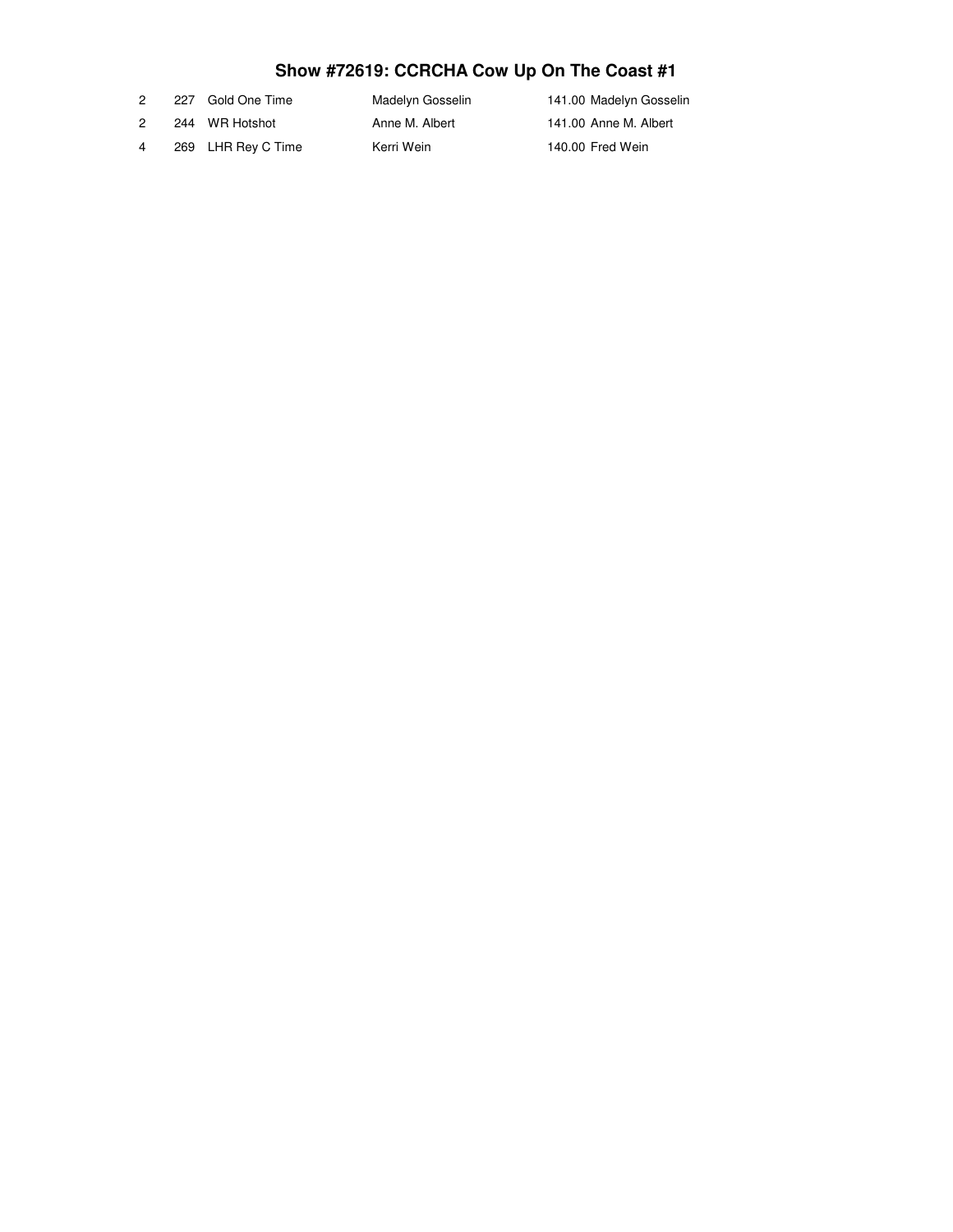# Show #72619: CCRCHA Cow Up On The Coast #1

| | | | | | |
|---|---|---|---|---|---|
| 2 | 227 | Gold One Time | Madelyn Gosselin | 141.00 | Madelyn Gosselin |
| 2 | 244 | WR Hotshot | Anne M. Albert | 141.00 | Anne M. Albert |
| 4 | 269 | LHR Rey C Time | Kerri Wein | 140.00 | Fred Wein |